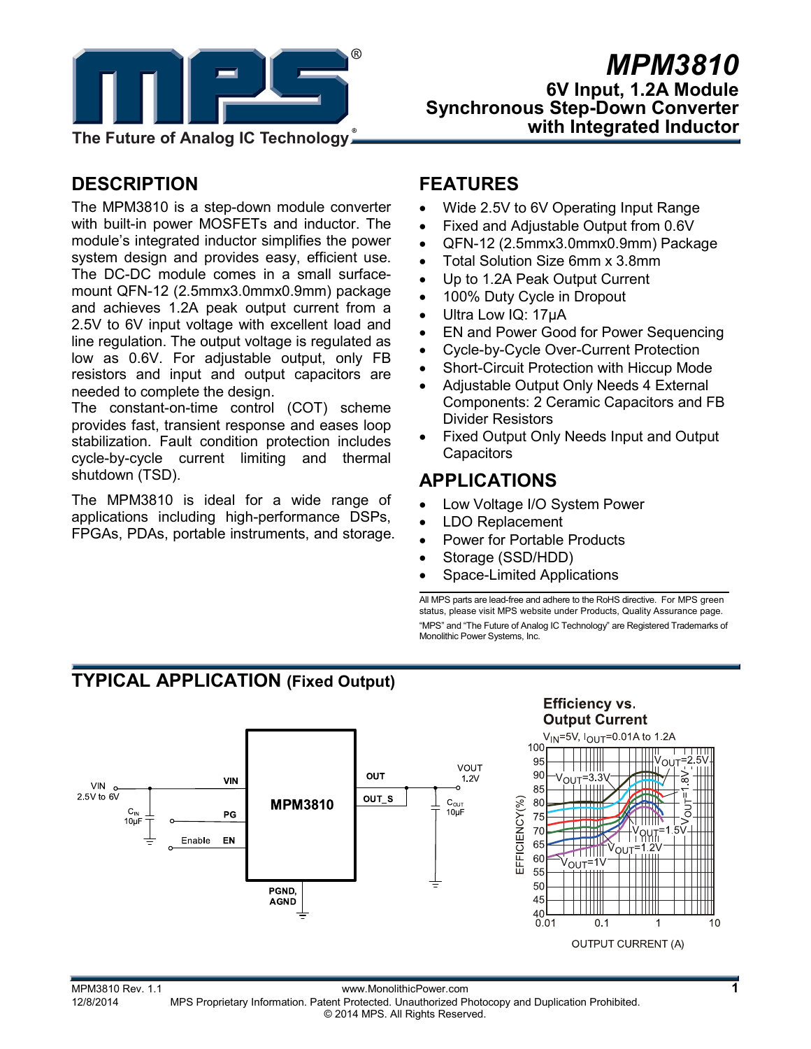# MPM3810

## 6V Input, 1.2A Module Synchronous Step-Down Converter with Integrated Inductor

## DESCRIPTION

The MPM3810 is a step-down module converter with built-in power MOSFETs and inductor. The module's integrated inductor simplifies the power system design and provides easy, efficient use. The DC-DC module comes in a small surface-mount QFN-12 (2.5mmx3.0mmx0.9mm) package and achieves 1.2A peak output current from a 2.5V to 6V input voltage with excellent load and line regulation. The output voltage is regulated as low as 0.6V. For adjustable output, only FB resistors and input and output capacitors are needed to complete the design.

The constant-on-time control (COT) scheme provides fast, transient response and eases loop stabilization. Fault condition protection includes cycle-by-cycle current limiting and thermal shutdown (TSD).

The MPM3810 is ideal for a wide range of applications including high-performance DSPs, FPGAs, PDAs, portable instruments, and storage.

## FEATURES

- Wide 2.5V to 6V Operating Input Range
- Fixed and Adjustable Output from 0.6V
- QFN-12 (2.5mmx3.0mmx0.9mm) Package
- Total Solution Size 6mm x 3.8mm
- Up to 1.2A Peak Output Current
- 100% Duty Cycle in Dropout
- Ultra Low IQ: 17μA
- EN and Power Good for Power Sequencing
- Cycle-by-Cycle Over-Current Protection
- Short-Circuit Protection with Hiccup Mode
- Adjustable Output Only Needs 4 External Components: 2 Ceramic Capacitors and FB Divider Resistors
- Fixed Output Only Needs Input and Output Capacitors

## APPLICATIONS

- Low Voltage I/O System Power
- LDO Replacement
- Power for Portable Products
- Storage (SSD/HDD)
- Space-Limited Applications

All MPS parts are lead-free and adhere to the RoHS directive. For MPS green status, please visit MPS website under Products, Quality Assurance page.
"MPS" and "The Future of Analog IC Technology" are Registered Trademarks of Monolithic Power Systems, Inc.

## TYPICAL APPLICATION (Fixed Output)

VIN 2.5V to 6V — VIN; $C_{IN}$ 10μF; PG; Enable — EN; MPM3810; OUT; OUT_S; VOUT 1.2V; $C_{OUT}$ 10μF; PGND, AGND

**Efficiency vs. Output Current**

$V_{IN}$=5V, $I_{OUT}$=0.01A to 1.2A

EFFICIENCY(%) vs. OUTPUT CURRENT (A); curves: $V_{OUT}$=3.3V, $V_{OUT}$=2.5V, $V_{OUT}$=1.8V, $V_{OUT}$=1.5V, $V_{OUT}$=1.2V, $V_{OUT}$=1V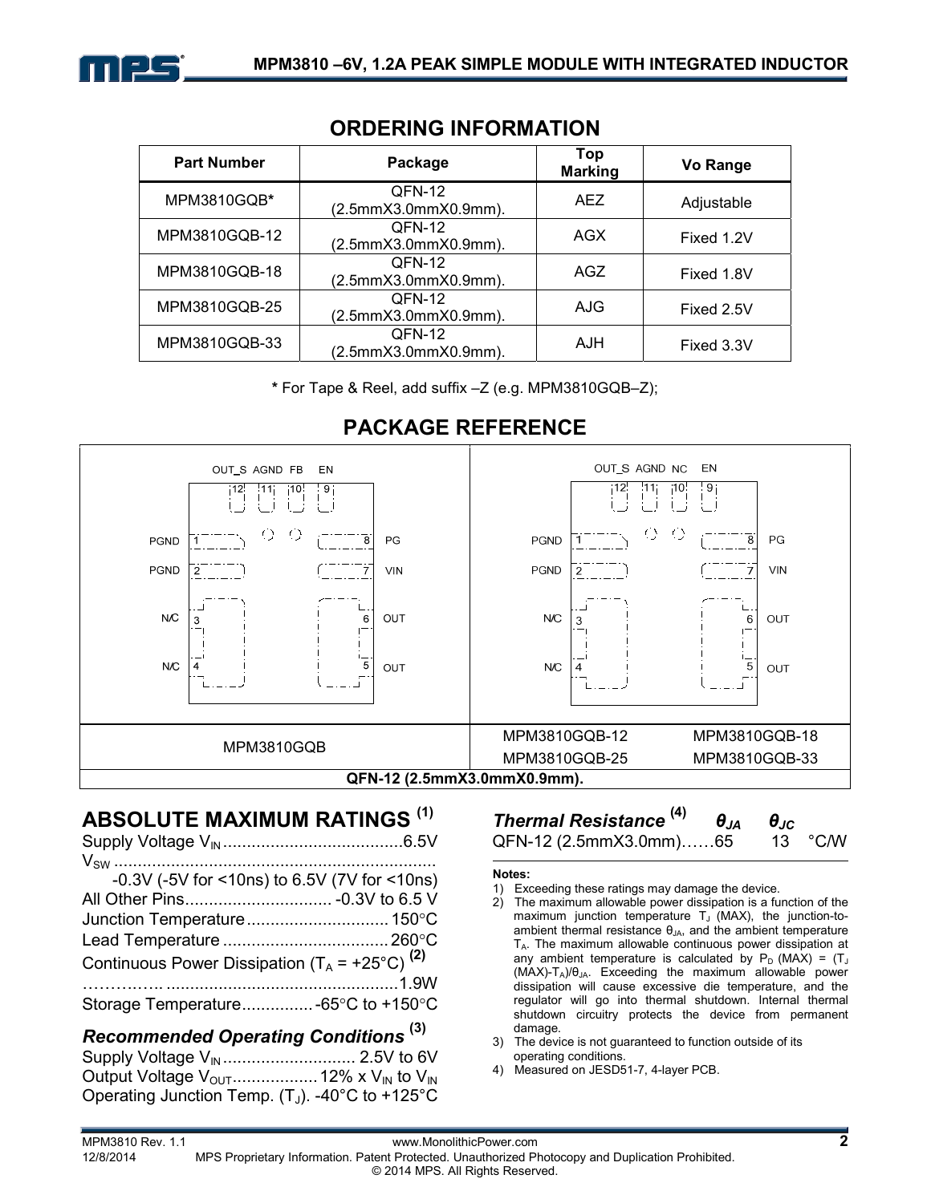## ORDERING INFORMATION

| Part Number | Package | Top Marking | Vo Range |
|---|---|---|---|
| MPM3810GQB* | QFN-12 (2.5mmX3.0mmX0.9mm). | AEZ | Adjustable |
| MPM3810GQB-12 | QFN-12 (2.5mmX3.0mmX0.9mm). | AGX | Fixed 1.2V |
| MPM3810GQB-18 | QFN-12 (2.5mmX3.0mmX0.9mm). | AGZ | Fixed 1.8V |
| MPM3810GQB-25 | QFN-12 (2.5mmX3.0mmX0.9mm). | AJG | Fixed 2.5V |
| MPM3810GQB-33 | QFN-12 (2.5mmX3.0mmX0.9mm). | AJH | Fixed 3.3V |

* For Tape & Reel, add suffix –Z (e.g. MPM3810GQB–Z);

## PACKAGE REFERENCE

| MPM3810GQB | MPM3810GQB-12, MPM3810GQB-18, MPM3810GQB-25, MPM3810GQB-33 |
|---|---|
| Pins: 1 PGND, 2 PGND, 3 N/C, 4 N/C, 5 OUT, 6 OUT, 7 VIN, 8 PG, 9 EN, 10 FB, 11 AGND, 12 OUT_S | Pins: 1 PGND, 2 PGND, 3 N/C, 4 N/C, 5 OUT, 6 OUT, 7 VIN, 8 PG, 9 EN, 10 NC, 11 AGND, 12 OUT_S |

**QFN-12 (2.5mmX3.0mmX0.9mm).**

## ABSOLUTE MAXIMUM RATINGS [(1)]

Supply Voltage $V_{IN}$ ......................................6.5V
$V_{SW}$ ....................................................................
-0.3V (-5V for <10ns) to 6.5V (7V for <10ns)
All Other Pins............................... -0.3V to 6.5 V
Junction Temperature.............................. 150°C
Lead Temperature ................................... 260°C
Continuous Power Dissipation ($T_A$ = +25°C) [(2)]
…………. ................................................1.9W
Storage Temperature............... -65°C to +150°C

### *Recommended Operating Conditions* [(3)]

Supply Voltage $V_{IN}$ ............................ 2.5V to 6V
Output Voltage $V_{OUT}$.................. 12% x $V_{IN}$ to $V_{IN}$
Operating Junction Temp. ($T_J$). -40°C to +125°C

| *Thermal Resistance* [(4)] | $\theta_{JA}$ | $\theta_{JC}$ | |
|---|---|---|---|
| QFN-12 (2.5mmX3.0mm)…… | 65 | 13 | °C/W |

**Notes:**

1) Exceeding these ratings may damage the device.
2) The maximum allowable power dissipation is a function of the maximum junction temperature $T_J$ (MAX), the junction-to-ambient thermal resistance $\theta_{JA}$, and the ambient temperature $T_A$. The maximum allowable continuous power dissipation at any ambient temperature is calculated by $P_D$ (MAX) = ($T_J$ (MAX)-$T_A$)/$\theta_{JA}$. Exceeding the maximum allowable power dissipation will cause excessive die temperature, and the regulator will go into thermal shutdown. Internal thermal shutdown circuitry protects the device from permanent damage.
3) The device is not guaranteed to function outside of its operating conditions.
4) Measured on JESD51-7, 4-layer PCB.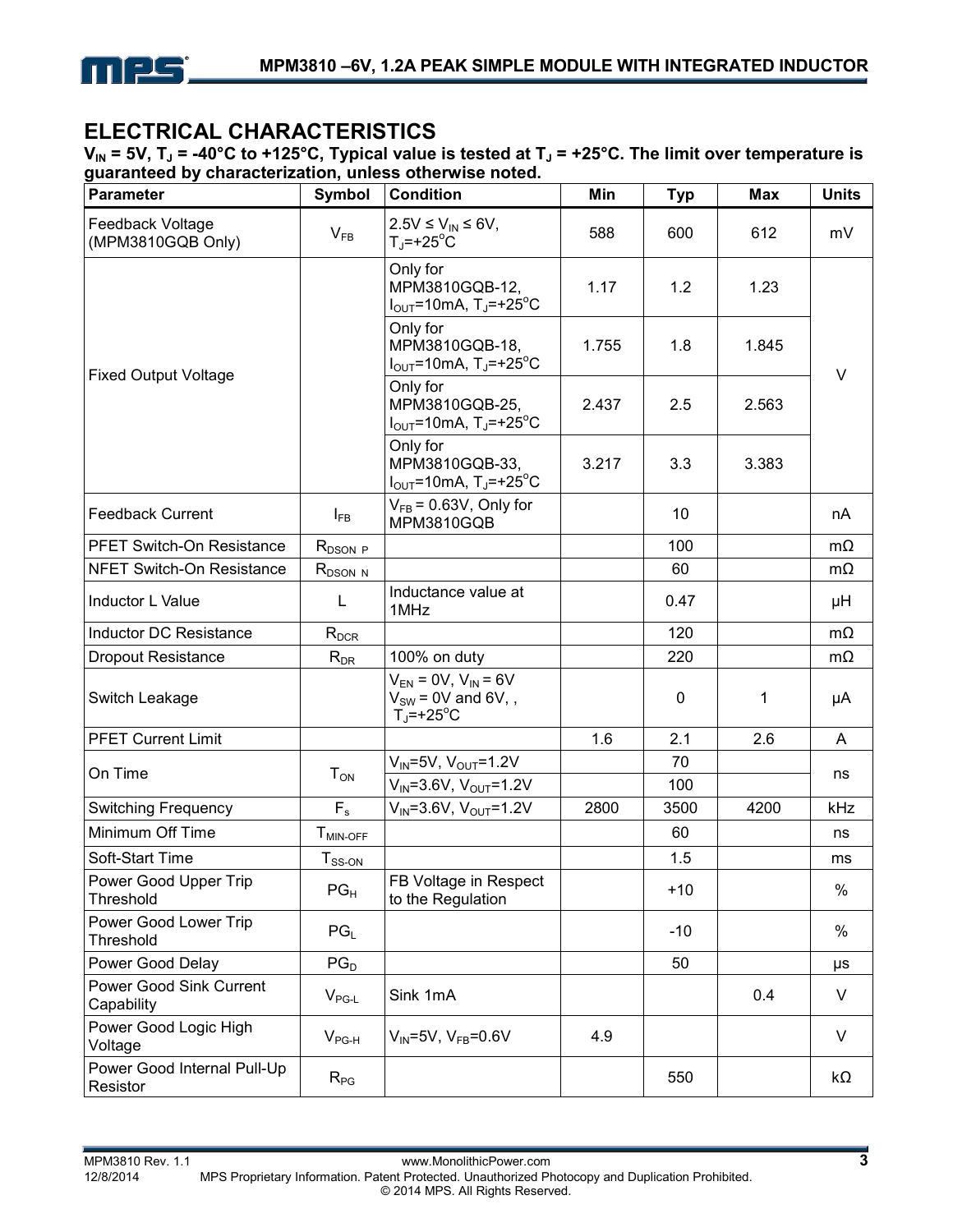## ELECTRICAL CHARACTERISTICS

**$V_{IN}$ = 5V, $T_J$ = -40°C to +125°C, Typical value is tested at $T_J$ = +25°C. The limit over temperature is guaranteed by characterization, unless otherwise noted.**

| Parameter | Symbol | Condition | Min | Typ | Max | Units |
|---|---|---|---|---|---|---|
| Feedback Voltage (MPM3810GQB Only) | $V_{FB}$ | 2.5V ≤ $V_{IN}$ ≤ 6V, $T_J$=+25°C | 588 | 600 | 612 | mV |
| Fixed Output Voltage | | Only for MPM3810GQB-12, $I_{OUT}$=10mA, $T_J$=+25°C | 1.17 | 1.2 | 1.23 | V |
| | | Only for MPM3810GQB-18, $I_{OUT}$=10mA, $T_J$=+25°C | 1.755 | 1.8 | 1.845 | V |
| | | Only for MPM3810GQB-25, $I_{OUT}$=10mA, $T_J$=+25°C | 2.437 | 2.5 | 2.563 | V |
| | | Only for MPM3810GQB-33, $I_{OUT}$=10mA, $T_J$=+25°C | 3.217 | 3.3 | 3.383 | V |
| Feedback Current | $I_{FB}$ | $V_{FB}$ = 0.63V, Only for MPM3810GQB | | 10 | | nA |
| PFET Switch-On Resistance | $R_{DSON\_P}$ | | | 100 | | mΩ |
| NFET Switch-On Resistance | $R_{DSON\_N}$ | | | 60 | | mΩ |
| Inductor L Value | L | Inductance value at 1MHz | | 0.47 | | μH |
| Inductor DC Resistance | $R_{DCR}$ | | | 120 | | mΩ |
| Dropout Resistance | $R_{DR}$ | 100% on duty | | 220 | | mΩ |
| Switch Leakage | | $V_{EN}$ = 0V, $V_{IN}$ = 6V $V_{SW}$ = 0V and 6V, , $T_J$=+25°C | | 0 | 1 | μA |
| PFET Current Limit | | | 1.6 | 2.1 | 2.6 | A |
| On Time | $T_{ON}$ | $V_{IN}$=5V, $V_{OUT}$=1.2V | | 70 | | ns |
| | | $V_{IN}$=3.6V, $V_{OUT}$=1.2V | | 100 | | ns |
| Switching Frequency | $F_s$ | $V_{IN}$=3.6V, $V_{OUT}$=1.2V | 2800 | 3500 | 4200 | kHz |
| Minimum Off Time | $T_{MIN\text{-}OFF}$ | | | 60 | | ns |
| Soft-Start Time | $T_{SS\text{-}ON}$ | | | 1.5 | | ms |
| Power Good Upper Trip Threshold | $PG_H$ | FB Voltage in Respect to the Regulation | | +10 | | % |
| Power Good Lower Trip Threshold | $PG_L$ | | | -10 | | % |
| Power Good Delay | $PG_D$ | | | 50 | | μs |
| Power Good Sink Current Capability | $V_{PG\text{-}L}$ | Sink 1mA | | | 0.4 | V |
| Power Good Logic High Voltage | $V_{PG\text{-}H}$ | $V_{IN}$=5V, $V_{FB}$=0.6V | 4.9 | | | V |
| Power Good Internal Pull-Up Resistor | $R_{PG}$ | | | 550 | | kΩ |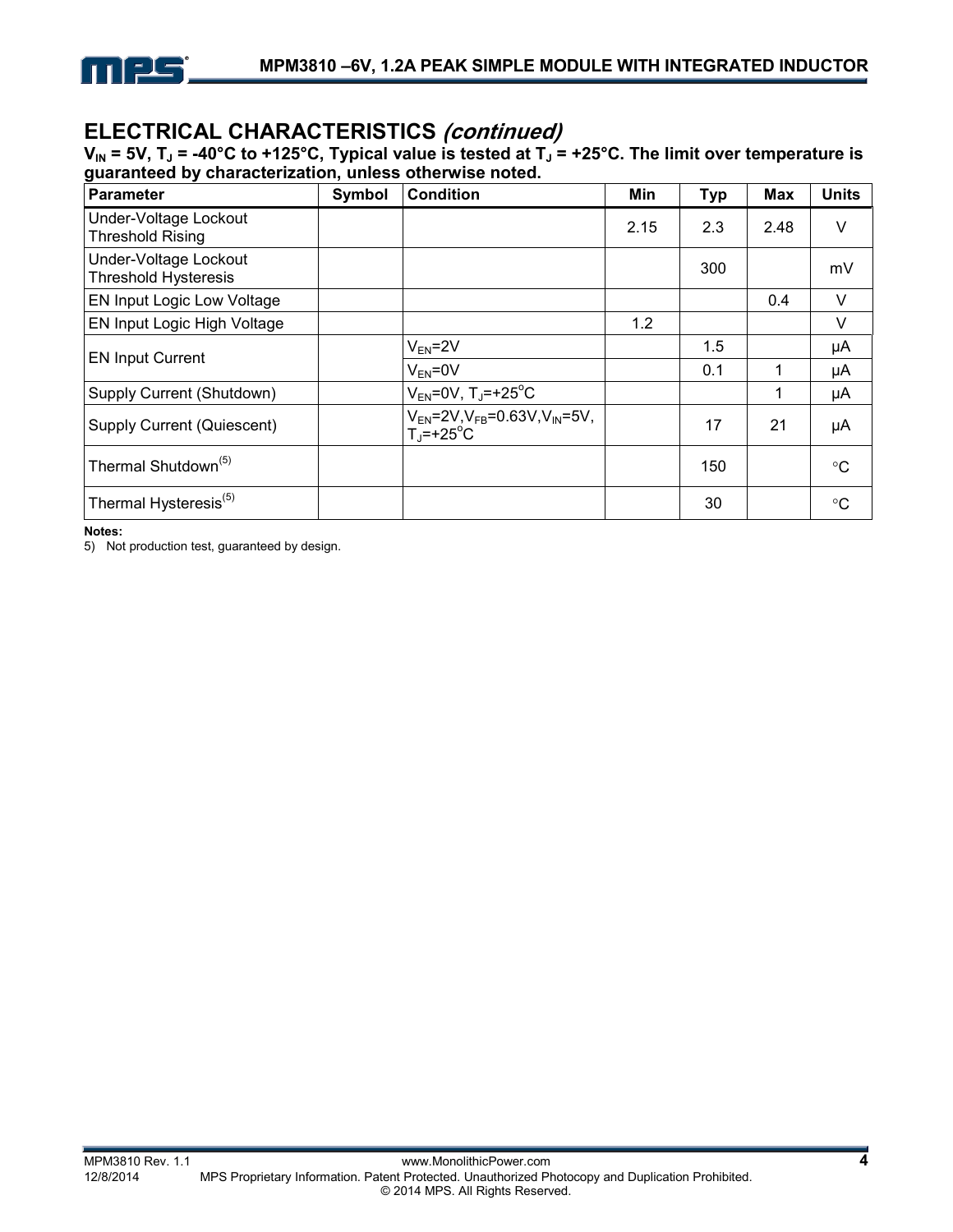## ELECTRICAL CHARACTERISTICS *(continued)*

**$V_{IN}$ = 5V, $T_J$ = -40°C to +125°C, Typical value is tested at $T_J$ = +25°C. The limit over temperature is guaranteed by characterization, unless otherwise noted.**

| Parameter | Symbol | Condition | Min | Typ | Max | Units |
|---|---|---|---|---|---|---|
| Under-Voltage Lockout Threshold Rising | | | 2.15 | 2.3 | 2.48 | V |
| Under-Voltage Lockout Threshold Hysteresis | | | | 300 | | mV |
| EN Input Logic Low Voltage | | | | | 0.4 | V |
| EN Input Logic High Voltage | | | 1.2 | | | V |
| EN Input Current | | $V_{EN}$=2V | | 1.5 | | μA |
| | | $V_{EN}$=0V | | 0.1 | 1 | μA |
| Supply Current (Shutdown) | | $V_{EN}$=0V, $T_J$=+25°C | | | 1 | μA |
| Supply Current (Quiescent) | | $V_{EN}$=2V, $V_{FB}$=0.63V, $V_{IN}$=5V, $T_J$=+25°C | | 17 | 21 | μA |
| Thermal Shutdown[(5)] | | | | 150 | | °C |
| Thermal Hysteresis[(5)] | | | | 30 | | °C |

**Notes:**

5) Not production test, guaranteed by design.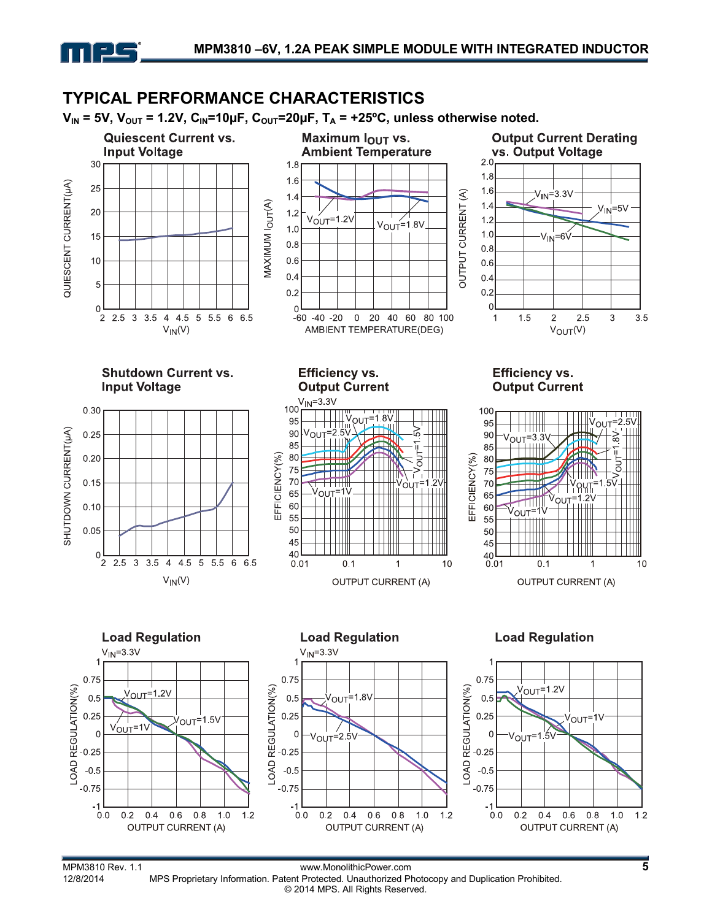## TYPICAL PERFORMANCE CHARACTERISTICS

$V_{IN}$ = 5V, $V_{OUT}$ = 1.2V, $C_{IN}$=10µF, $C_{OUT}$=20µF, $T_A$ = +25ºC, unless otherwise noted.

**Quiescent Current vs. Input Voltage**

**Maximum $I_{OUT}$ vs. Ambient Temperature**

**Output Current Derating vs. Output Voltage**

**Shutdown Current vs. Input Voltage**

**Efficiency vs. Output Current**

$V_{IN}$=3.3V

**Efficiency vs. Output Current**

**Load Regulation**

$V_{IN}$=3.3V

**Load Regulation**

$V_{IN}$=3.3V

**Load Regulation**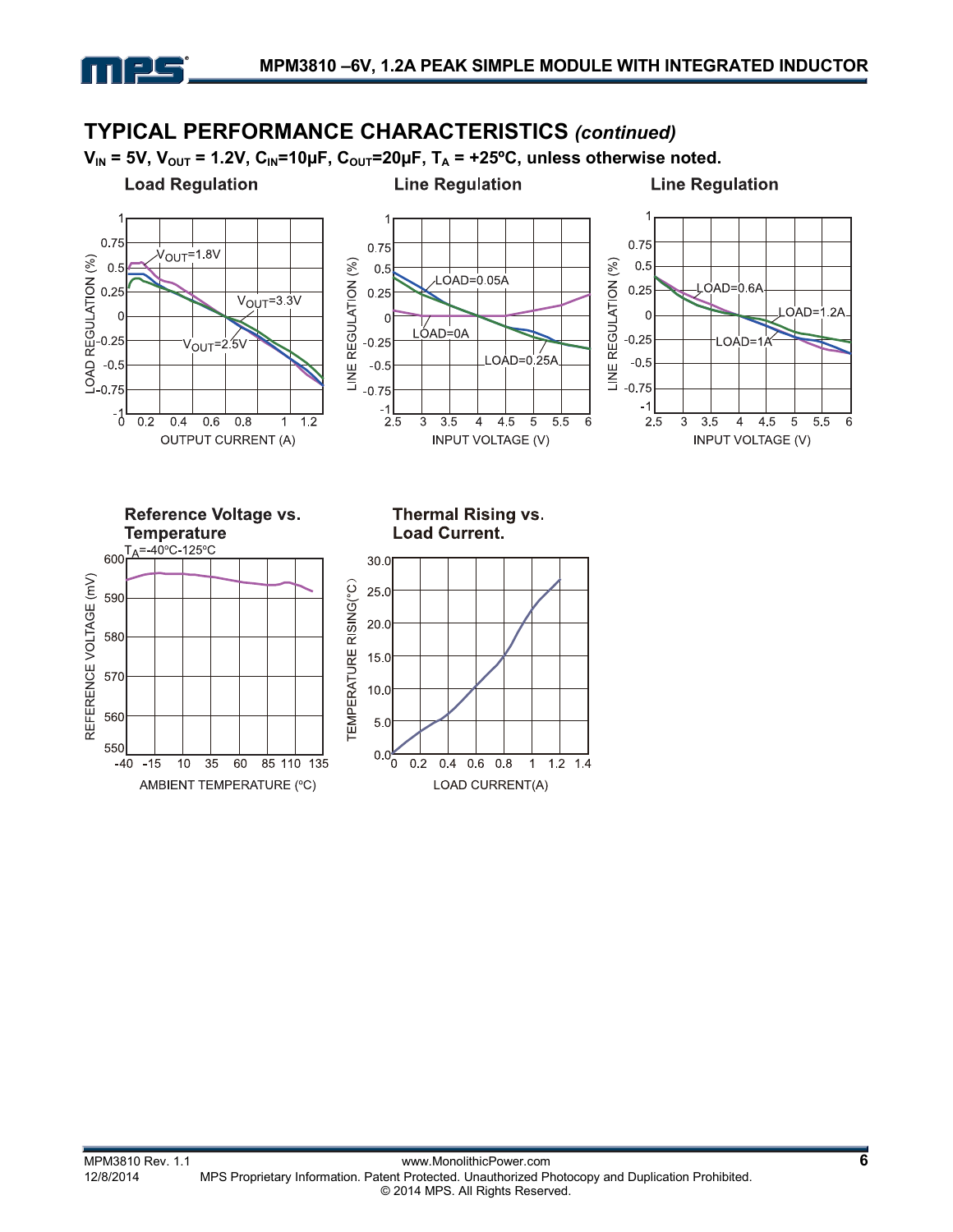## TYPICAL PERFORMANCE CHARACTERISTICS *(continued)*

**$V_{IN}$ = 5V, $V_{OUT}$ = 1.2V, $C_{IN}$=10µF, $C_{OUT}$=20µF, $T_A$ = +25ºC, unless otherwise noted.**

**Load Regulation**

**Line Regulation**

**Line Regulation**

**Reference Voltage vs. Temperature**

**Thermal Rising vs. Load Current.**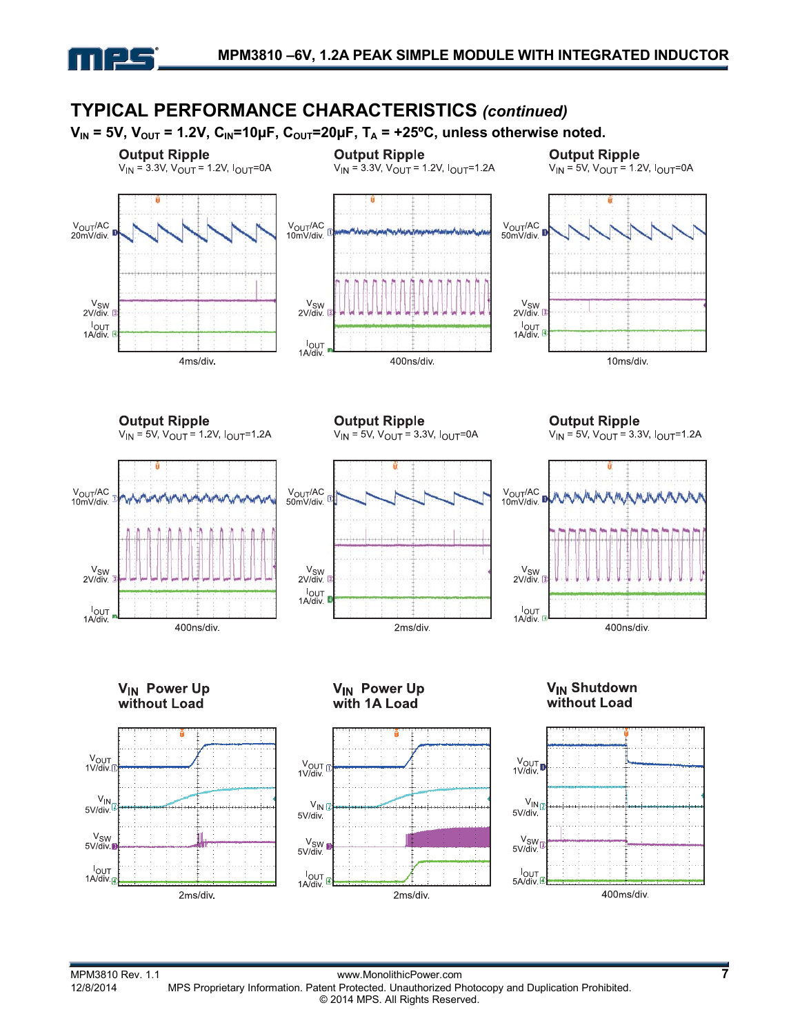## TYPICAL PERFORMANCE CHARACTERISTICS *(continued)*

**$V_{IN}$ = 5V, $V_{OUT}$ = 1.2V, $C_{IN}$=10µF, $C_{OUT}$=20µF, $T_A$ = +25ºC, unless otherwise noted.**

**Output Ripple**
$V_{IN}$ = 3.3V, $V_{OUT}$ = 1.2V, $I_{OUT}$=0A

$V_{OUT}$/AC 20mV/div.
$V_{SW}$ 2V/div.
$I_{OUT}$ 1A/div.
4ms/div.

**Output Ripple**
$V_{IN}$ = 3.3V, $V_{OUT}$ = 1.2V, $I_{OUT}$=1.2A

$V_{OUT}$/AC 10mV/div.
$V_{SW}$ 2V/div.
$I_{OUT}$ 1A/div.
400ns/div.

**Output Ripple**
$V_{IN}$ = 5V, $V_{OUT}$ = 1.2V, $I_{OUT}$=0A

$V_{OUT}$/AC 50mV/div.
$V_{SW}$ 2V/div.
$I_{OUT}$ 1A/div.
10ms/div.

**Output Ripple**
$V_{IN}$ = 5V, $V_{OUT}$ = 1.2V, $I_{OUT}$=1.2A

$V_{OUT}$/AC 10mV/div.
$V_{SW}$ 2V/div.
$I_{OUT}$ 1A/div.
400ns/div.

**Output Ripple**
$V_{IN}$ = 5V, $V_{OUT}$ = 3.3V, $I_{OUT}$=0A

$V_{OUT}$/AC 50mV/div.
$V_{SW}$ 2V/div.
$I_{OUT}$ 1A/div.
2ms/div.

**Output Ripple**
$V_{IN}$ = 5V, $V_{OUT}$ = 3.3V, $I_{OUT}$=1.2A

$V_{OUT}$/AC 10mV/div.
$V_{SW}$ 2V/div.
$I_{OUT}$ 1A/div.
400ns/div.

**$V_{IN}$ Power Up without Load**

$V_{OUT}$ 1V/div.
$V_{IN}$ 5V/div.
$V_{SW}$ 5V/div.
$I_{OUT}$ 1A/div.
2ms/div.

**$V_{IN}$ Power Up with 1A Load**

$V_{OUT}$ 1V/div.
$V_{IN}$ 5V/div.
$V_{SW}$ 5V/div.
$I_{OUT}$ 1A/div.
2ms/div.

**$V_{IN}$ Shutdown without Load**

$V_{OUT}$ 1V/div.
$V_{IN}$ 5V/div.
$V_{SW}$ 5V/div.
$I_{OUT}$ 5A/div.
400ms/div.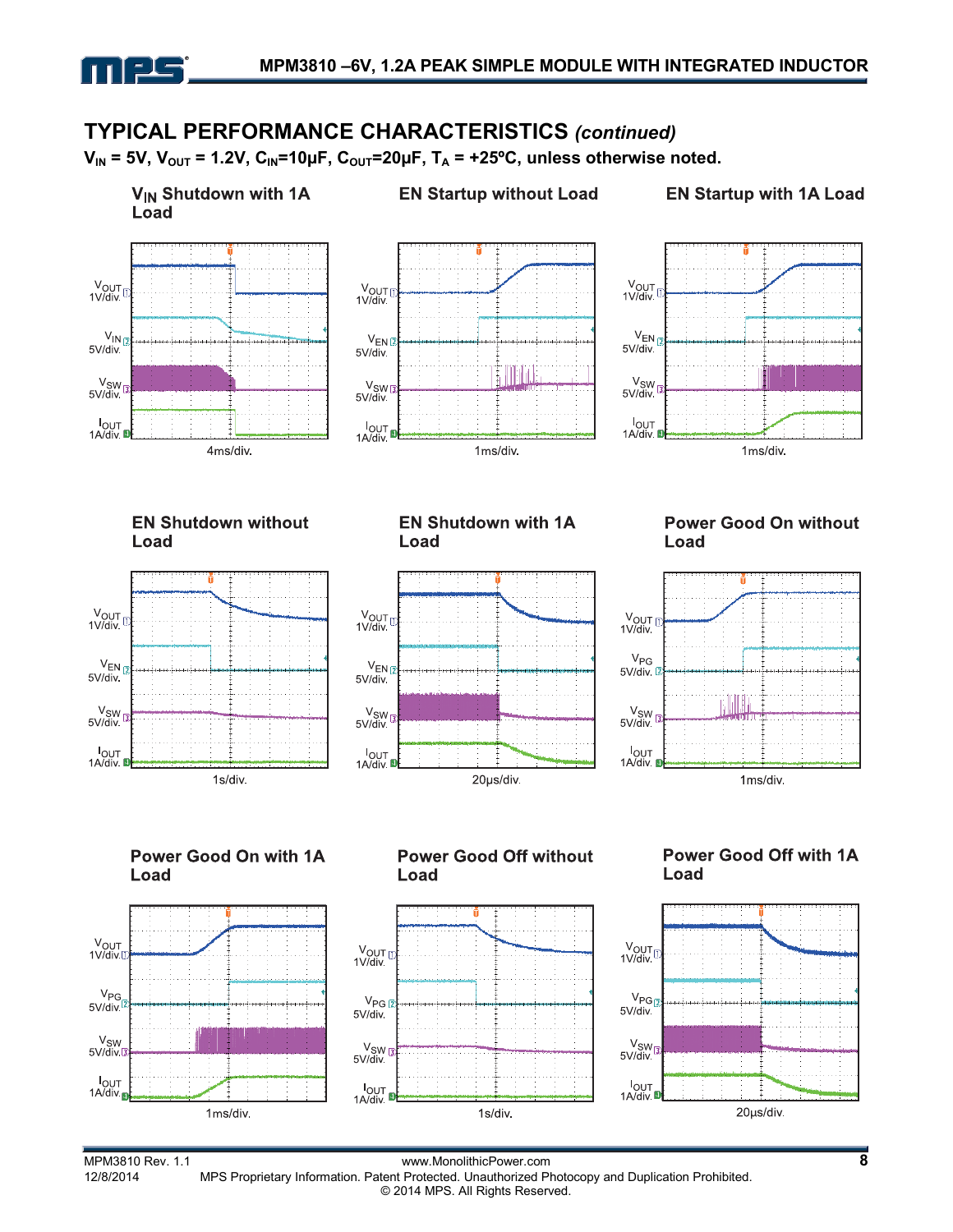## TYPICAL PERFORMANCE CHARACTERISTICS *(continued)*

**$V_{IN}$ = 5V, $V_{OUT}$ = 1.2V, $C_{IN}$=10µF, $C_{OUT}$=20µF, $T_A$ = +25ºC, unless otherwise noted.**

**$V_{IN}$ Shutdown with 1A Load**

$V_{OUT}$ 1V/div.
$V_{IN}$ 5V/div.
$V_{SW}$ 5V/div.
$I_{OUT}$ 1A/div.
4ms/div.

**EN Startup without Load**

$V_{OUT}$ 1V/div.
$V_{EN}$ 5V/div.
$V_{SW}$ 5V/div.
$I_{OUT}$ 1A/div.
1ms/div.

**EN Startup with 1A Load**

$V_{OUT}$ 1V/div.
$V_{EN}$ 5V/div.
$V_{SW}$ 5V/div.
$I_{OUT}$ 1A/div.
1ms/div.

**EN Shutdown without Load**

$V_{OUT}$ 1V/div.
$V_{EN}$ 5V/div.
$V_{SW}$ 5V/div.
$I_{OUT}$ 1A/div.
1s/div.

**EN Shutdown with 1A Load**

$V_{OUT}$ 1V/div.
$V_{EN}$ 5V/div.
$V_{SW}$ 5V/div.
$I_{OUT}$ 1A/div.
20µs/div.

**Power Good On without Load**

$V_{OUT}$ 1V/div.
$V_{PG}$ 5V/div.
$V_{SW}$ 5V/div.
$I_{OUT}$ 1A/div.
1ms/div.

**Power Good On with 1A Load**

$V_{OUT}$ 1V/div.
$V_{PG}$ 5V/div.
$V_{SW}$ 5V/div.
$I_{OUT}$ 1A/div.
1ms/div.

**Power Good Off without Load**

$V_{OUT}$ 1V/div.
$V_{PG}$ 5V/div.
$V_{SW}$ 5V/div.
$I_{OUT}$ 1A/div.
1s/div.

**Power Good Off with 1A Load**

$V_{OUT}$ 1V/div.
$V_{PG}$ 5V/div.
$V_{SW}$ 5V/div.
$I_{OUT}$ 1A/div.
20µs/div.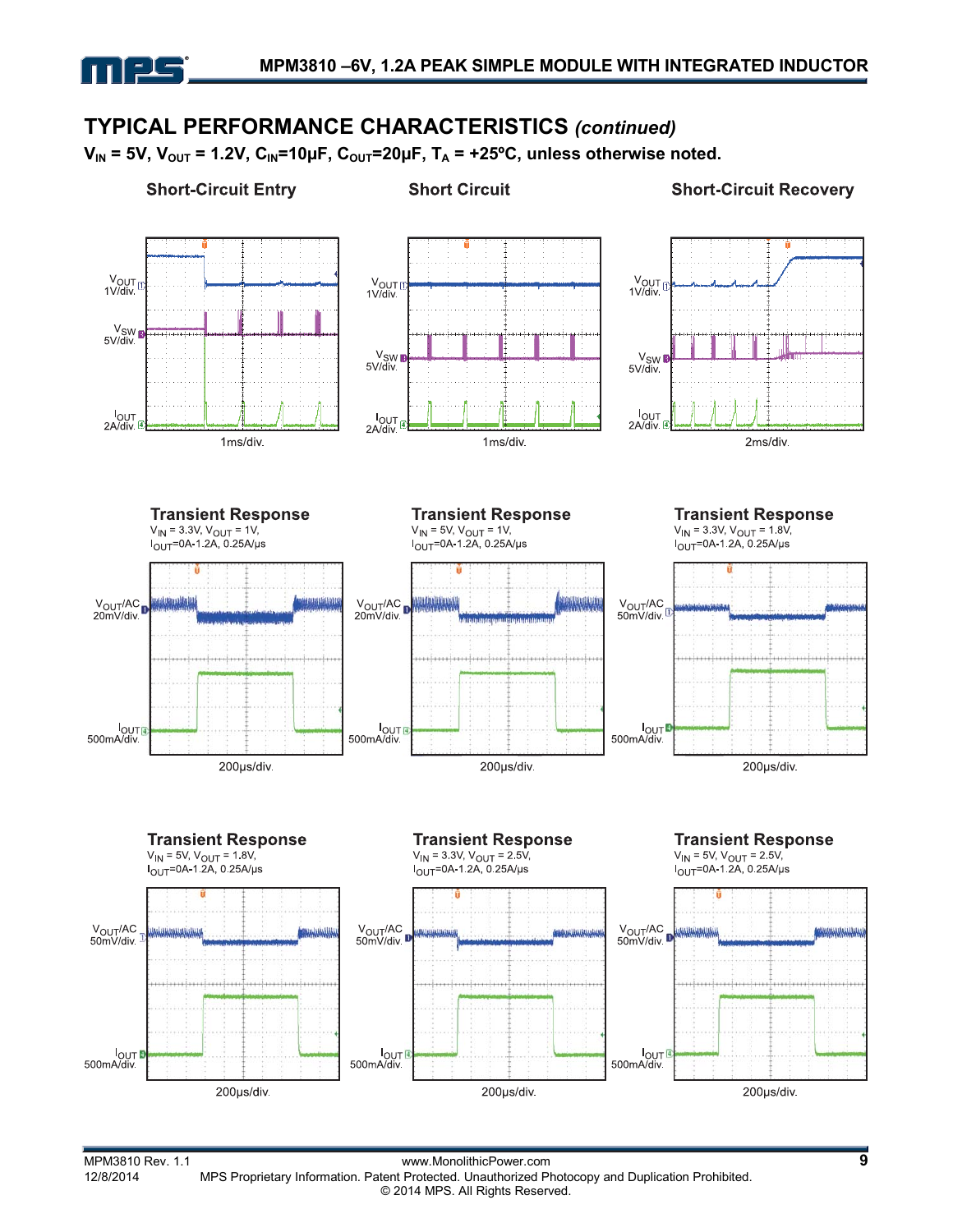## TYPICAL PERFORMANCE CHARACTERISTICS *(continued)*

**$V_{IN}$ = 5V, $V_{OUT}$ = 1.2V, $C_{IN}$=10µF, $C_{OUT}$=20µF, $T_A$ = +25ºC, unless otherwise noted.**

**Short-Circuit Entry**

$V_{OUT}$ 1V/div.

$V_{SW}$ 5V/div.

$I_{OUT}$ 2A/div.

1ms/div.

**Short Circuit**

$V_{OUT}$ 1V/div.

$V_{SW}$ 5V/div.

$I_{OUT}$ 2A/div.

1ms/div.

**Short-Circuit Recovery**

$V_{OUT}$ 1V/div.

$V_{SW}$ 5V/div.

$I_{OUT}$ 2A/div.

2ms/div.

**Transient Response**

$V_{IN}$ = 3.3V, $V_{OUT}$ = 1V,
$I_{OUT}$=0A-1.2A, 0.25A/µs

$V_{OUT}$/AC 20mV/div.

$I_{OUT}$ 500mA/div.

200µs/div.

**Transient Response**

$V_{IN}$ = 5V, $V_{OUT}$ = 1V,
$I_{OUT}$=0A-1.2A, 0.25A/µs

$V_{OUT}$/AC 20mV/div.

$I_{OUT}$ 500mA/div.

200µs/div.

**Transient Response**

$V_{IN}$ = 3.3V, $V_{OUT}$ = 1.8V,
$I_{OUT}$=0A-1.2A, 0.25A/µs

$V_{OUT}$/AC 50mV/div.

$I_{OUT}$ 500mA/div.

200µs/div.

**Transient Response**

$V_{IN}$ = 5V, $V_{OUT}$ = 1.8V,
$I_{OUT}$=0A-1.2A, 0.25A/µs

$V_{OUT}$/AC 50mV/div.

$I_{OUT}$ 500mA/div.

200µs/div.

**Transient Response**

$V_{IN}$ = 3.3V, $V_{OUT}$ = 2.5V,
$I_{OUT}$=0A-1.2A, 0.25A/µs

$V_{OUT}$/AC 50mV/div.

$I_{OUT}$ 500mA/div.

200µs/div.

**Transient Response**

$V_{IN}$ = 5V, $V_{OUT}$ = 2.5V,
$I_{OUT}$=0A-1.2A, 0.25A/µs

$V_{OUT}$/AC 50mV/div.

$I_{OUT}$ 500mA/div.

200µs/div.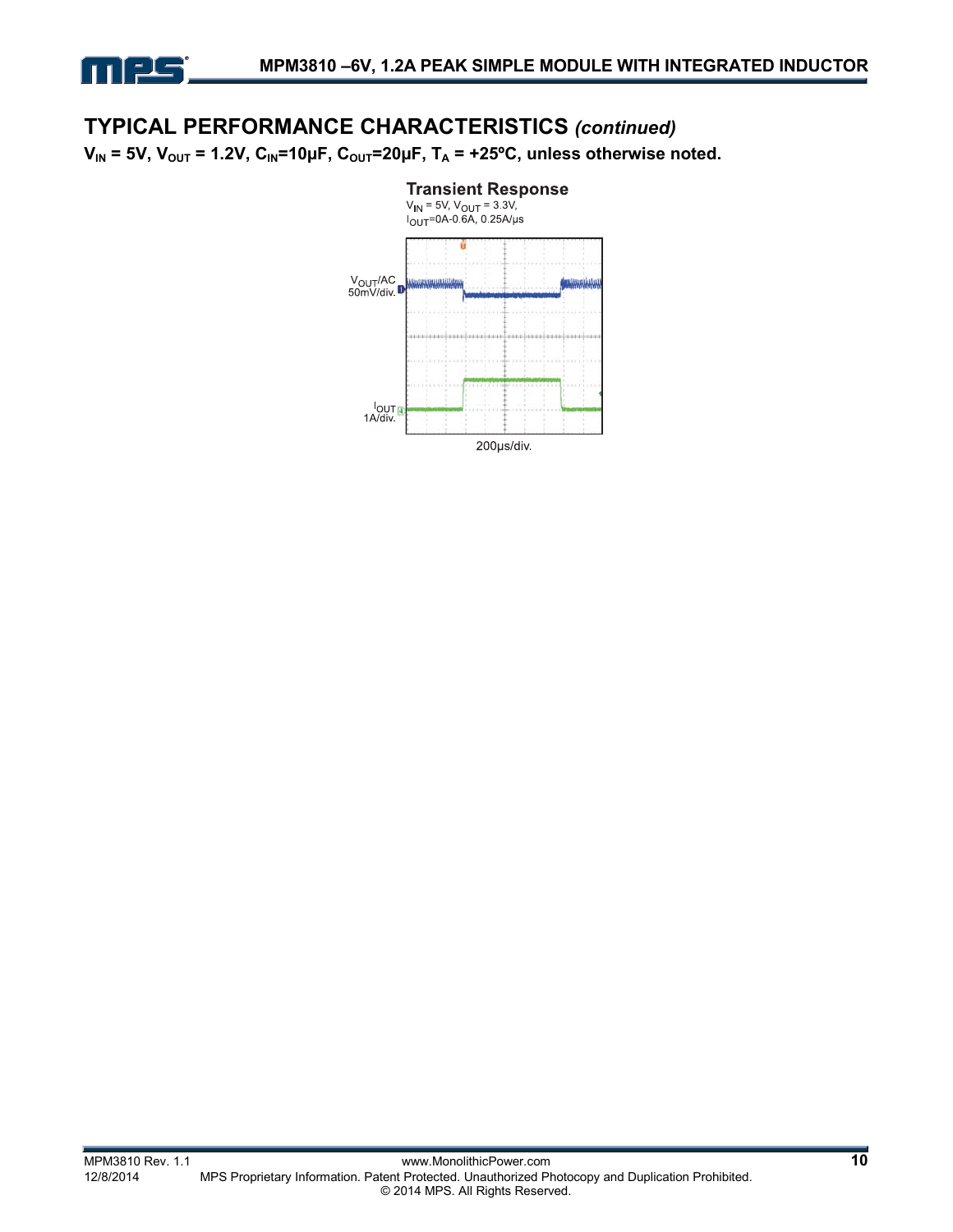## TYPICAL PERFORMANCE CHARACTERISTICS *(continued)*

**$V_{IN}$ = 5V, $V_{OUT}$ = 1.2V, $C_{IN}$=10µF, $C_{OUT}$=20µF, $T_A$ = +25ºC, unless otherwise noted.**

**Transient Response**

$V_{IN}$ = 5V, $V_{OUT}$ = 3.3V,
$I_{OUT}$=0A-0.6A, 0.25A/µs

$V_{OUT}$/AC 50mV/div.

$I_{OUT}$ 1A/div.

200µs/div.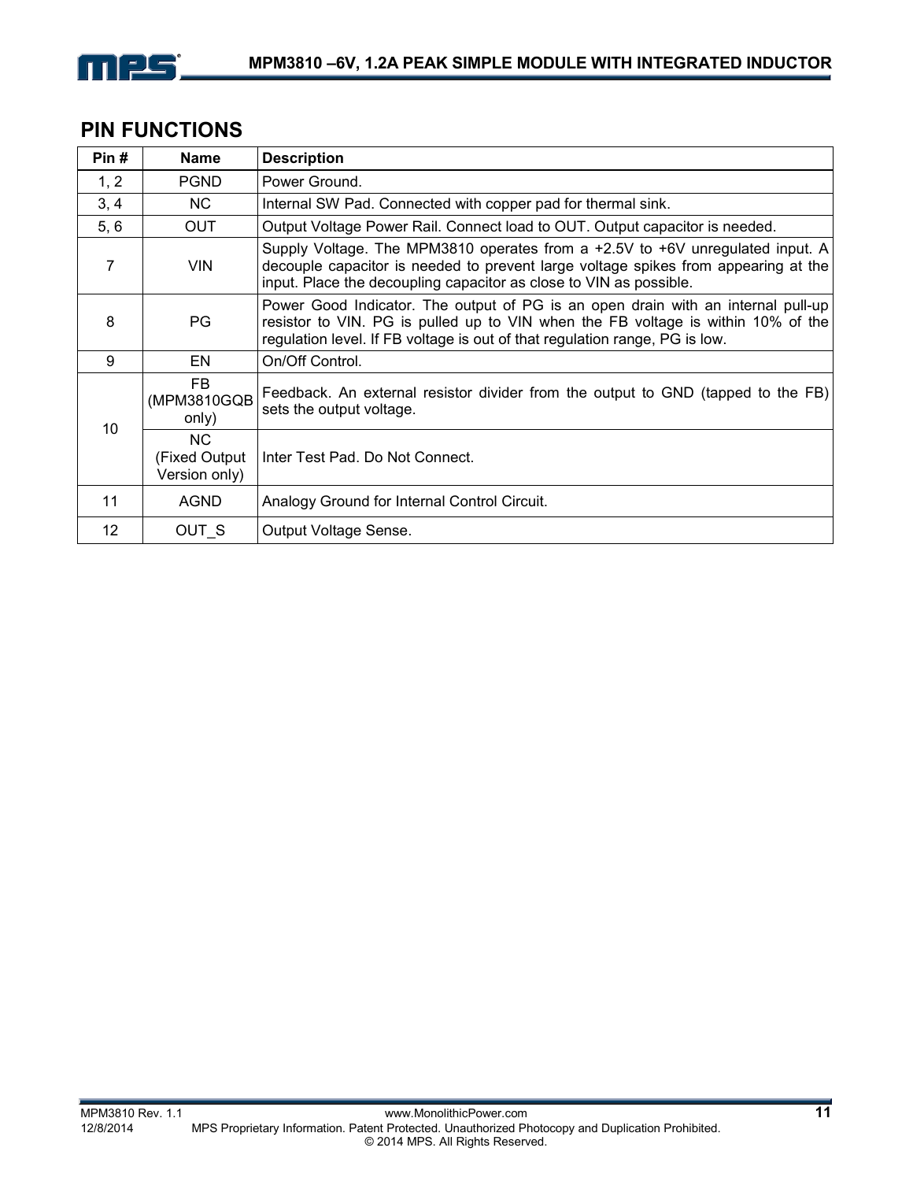## PIN FUNCTIONS

| Pin # | Name | Description |
|---|---|---|
| 1, 2 | PGND | Power Ground. |
| 3, 4 | NC | Internal SW Pad. Connected with copper pad for thermal sink. |
| 5, 6 | OUT | Output Voltage Power Rail. Connect load to OUT. Output capacitor is needed. |
| 7 | VIN | Supply Voltage. The MPM3810 operates from a +2.5V to +6V unregulated input. A decouple capacitor is needed to prevent large voltage spikes from appearing at the input. Place the decoupling capacitor as close to VIN as possible. |
| 8 | PG | Power Good Indicator. The output of PG is an open drain with an internal pull-up resistor to VIN. PG is pulled up to VIN when the FB voltage is within 10% of the regulation level. If FB voltage is out of that regulation range, PG is low. |
| 9 | EN | On/Off Control. |
| 10 | FB (MPM3810GQB only) | Feedback. An external resistor divider from the output to GND (tapped to the FB) sets the output voltage. |
| | NC (Fixed Output Version only) | Inter Test Pad. Do Not Connect. |
| 11 | AGND | Analogy Ground for Internal Control Circuit. |
| 12 | OUT_S | Output Voltage Sense. |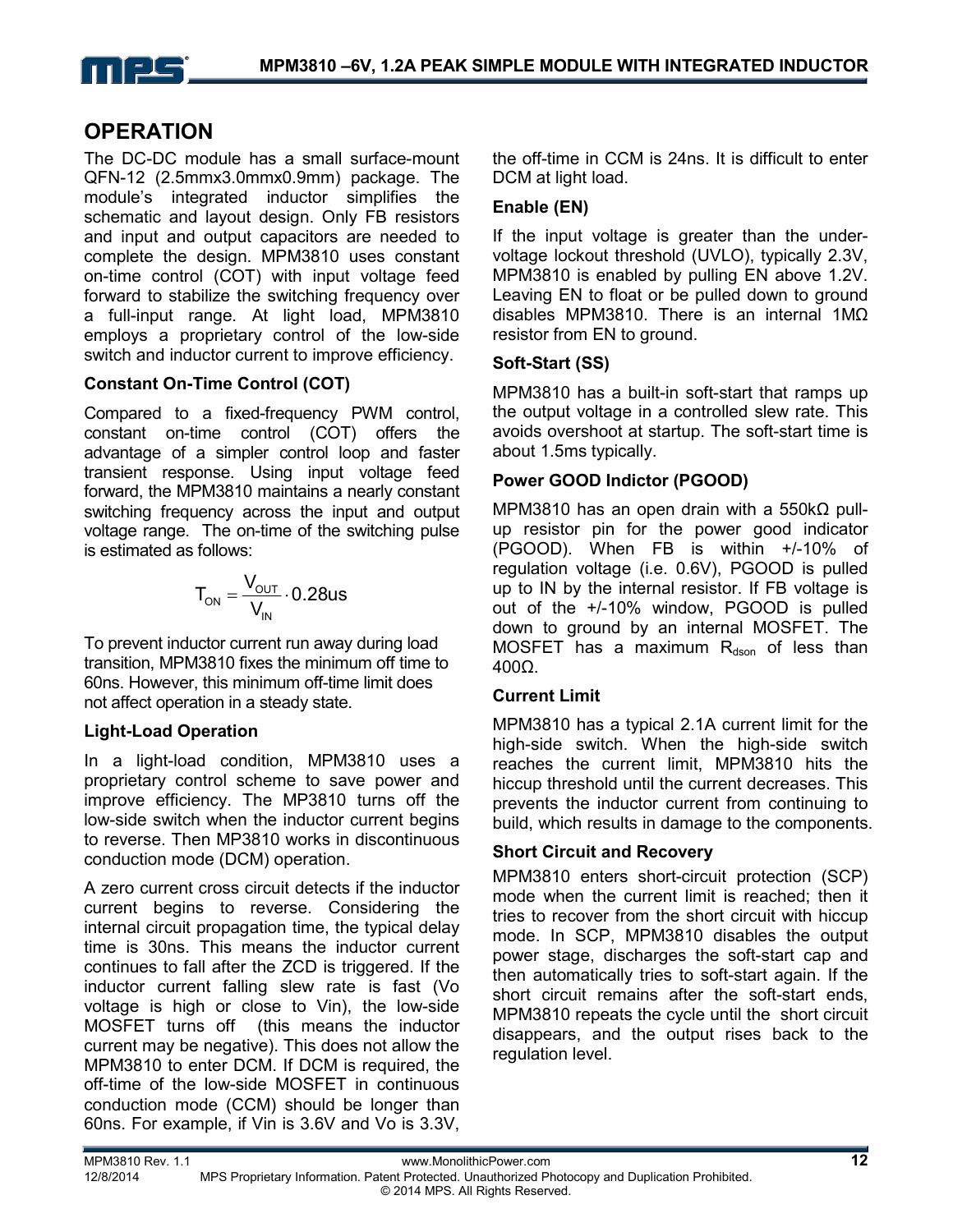## OPERATION

The DC-DC module has a small surface-mount QFN-12 (2.5mmx3.0mmx0.9mm) package. The module's integrated inductor simplifies the schematic and layout design. Only FB resistors and input and output capacitors are needed to complete the design. MPM3810 uses constant on-time control (COT) with input voltage feed forward to stabilize the switching frequency over a full-input range. At light load, MPM3810 employs a proprietary control of the low-side switch and inductor current to improve efficiency.

### Constant On-Time Control (COT)

Compared to a fixed-frequency PWM control, constant on-time control (COT) offers the advantage of a simpler control loop and faster transient response. Using input voltage feed forward, the MPM3810 maintains a nearly constant switching frequency across the input and output voltage range. The on-time of the switching pulse is estimated as follows:

$$T_{ON} = \frac{V_{OUT}}{V_{IN}} \cdot 0.28us$$

To prevent inductor current run away during load transition, MPM3810 fixes the minimum off time to 60ns. However, this minimum off-time limit does not affect operation in a steady state.

### Light-Load Operation

In a light-load condition, MPM3810 uses a proprietary control scheme to save power and improve efficiency. The MP3810 turns off the low-side switch when the inductor current begins to reverse. Then MP3810 works in discontinuous conduction mode (DCM) operation.

A zero current cross circuit detects if the inductor current begins to reverse. Considering the internal circuit propagation time, the typical delay time is 30ns. This means the inductor current continues to fall after the ZCD is triggered. If the inductor current falling slew rate is fast (Vo voltage is high or close to Vin), the low-side MOSFET turns off (this means the inductor current may be negative). This does not allow the MPM3810 to enter DCM. If DCM is required, the off-time of the low-side MOSFET in continuous conduction mode (CCM) should be longer than 60ns. For example, if Vin is 3.6V and Vo is 3.3V, the off-time in CCM is 24ns. It is difficult to enter DCM at light load.

### Enable (EN)

If the input voltage is greater than the under-voltage lockout threshold (UVLO), typically 2.3V, MPM3810 is enabled by pulling EN above 1.2V. Leaving EN to float or be pulled down to ground disables MPM3810. There is an internal 1MΩ resistor from EN to ground.

### Soft-Start (SS)

MPM3810 has a built-in soft-start that ramps up the output voltage in a controlled slew rate. This avoids overshoot at startup. The soft-start time is about 1.5ms typically.

### Power GOOD Indictor (PGOOD)

MPM3810 has an open drain with a 550kΩ pull-up resistor pin for the power good indicator (PGOOD). When FB is within +/-10% of regulation voltage (i.e. 0.6V), PGOOD is pulled up to IN by the internal resistor. If FB voltage is out of the +/-10% window, PGOOD is pulled down to ground by an internal MOSFET. The MOSFET has a maximum $R_{dson}$ of less than 400Ω.

### Current Limit

MPM3810 has a typical 2.1A current limit for the high-side switch. When the high-side switch reaches the current limit, MPM3810 hits the hiccup threshold until the current decreases. This prevents the inductor current from continuing to build, which results in damage to the components.

### Short Circuit and Recovery

MPM3810 enters short-circuit protection (SCP) mode when the current limit is reached; then it tries to recover from the short circuit with hiccup mode. In SCP, MPM3810 disables the output power stage, discharges the soft-start cap and then automatically tries to soft-start again. If the short circuit remains after the soft-start ends, MPM3810 repeats the cycle until the short circuit disappears, and the output rises back to the regulation level.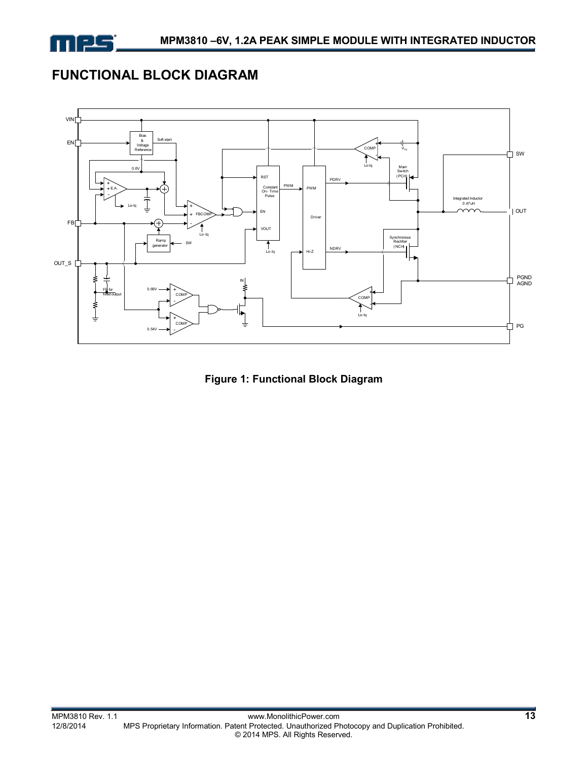# FUNCTIONAL BLOCK DIAGRAM

**Figure 1: Functional Block Diagram**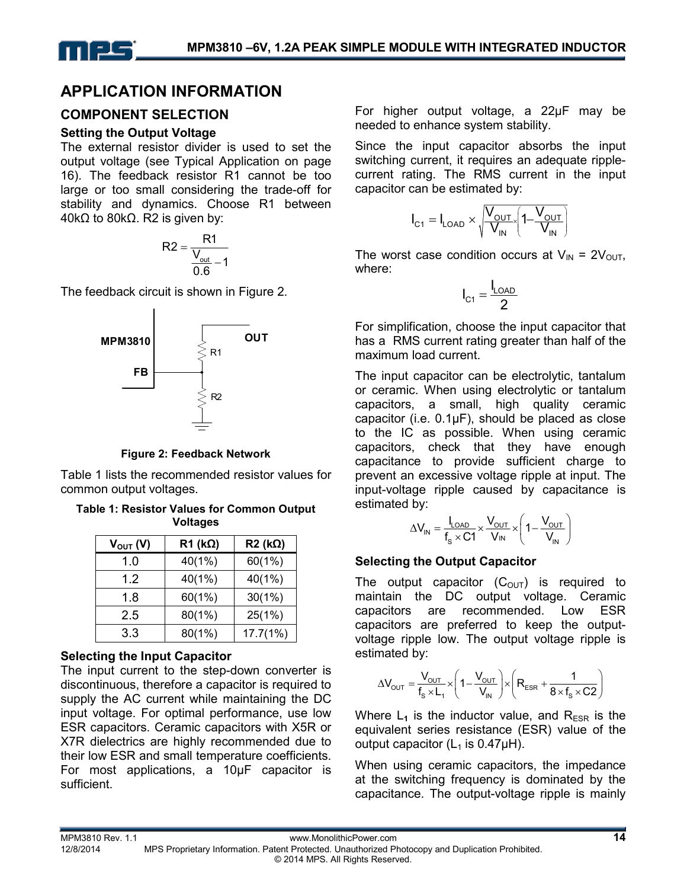## APPLICATION INFORMATION

### COMPONENT SELECTION

#### Setting the Output Voltage

The external resistor divider is used to set the output voltage (see Typical Application on page 16). The feedback resistor R1 cannot be too large or too small considering the trade-off for stability and dynamics. Choose R1 between 40kΩ to 80kΩ. R2 is given by:

$$R2 = \frac{R1}{\frac{V_{out}}{0.6} - 1}$$

The feedback circuit is shown in Figure 2.

**Figure 2: Feedback Network**

Table 1 lists the recommended resistor values for common output voltages.

**Table 1: Resistor Values for Common Output Voltages**

| $V_{OUT}$ (V) | R1 (kΩ) | R2 (kΩ) |
|---|---|---|
| 1.0 | 40(1%) | 60(1%) |
| 1.2 | 40(1%) | 40(1%) |
| 1.8 | 60(1%) | 30(1%) |
| 2.5 | 80(1%) | 25(1%) |
| 3.3 | 80(1%) | 17.7(1%) |

#### Selecting the Input Capacitor

The input current to the step-down converter is discontinuous, therefore a capacitor is required to supply the AC current while maintaining the DC input voltage. For optimal performance, use low ESR capacitors. Ceramic capacitors with X5R or X7R dielectrics are highly recommended due to their low ESR and small temperature coefficients. For most applications, a 10μF capacitor is sufficient.

For higher output voltage, a 22μF may be needed to enhance system stability.

Since the input capacitor absorbs the input switching current, it requires an adequate ripple-current rating. The RMS current in the input capacitor can be estimated by:

$$I_{C1} = I_{LOAD} \times \sqrt{\frac{V_{OUT}}{V_{IN}} \times \left(1 - \frac{V_{OUT}}{V_{IN}}\right)}$$

The worst case condition occurs at $V_{IN} = 2V_{OUT}$, where:

$$I_{C1} = \frac{I_{LOAD}}{2}$$

For simplification, choose the input capacitor that has a RMS current rating greater than half of the maximum load current.

The input capacitor can be electrolytic, tantalum or ceramic. When using electrolytic or tantalum capacitors, a small, high quality ceramic capacitor (i.e. 0.1μF), should be placed as close to the IC as possible. When using ceramic capacitors, check that they have enough capacitance to provide sufficient charge to prevent an excessive voltage ripple at input. The input-voltage ripple caused by capacitance is estimated by:

$$\Delta V_{IN} = \frac{I_{LOAD}}{f_S \times C1} \times \frac{V_{OUT}}{V_{IN}} \times \left(1 - \frac{V_{OUT}}{V_{IN}}\right)$$

#### Selecting the Output Capacitor

The output capacitor ($C_{OUT}$) is required to maintain the DC output voltage. Ceramic capacitors are recommended. Low ESR capacitors are preferred to keep the output-voltage ripple low. The output voltage ripple is estimated by:

$$\Delta V_{OUT} = \frac{V_{OUT}}{f_S \times L_1} \times \left(1 - \frac{V_{OUT}}{V_{IN}}\right) \times \left(R_{ESR} + \frac{1}{8 \times f_S \times C2}\right)$$

Where $L_1$ is the inductor value, and $R_{ESR}$ is the equivalent series resistance (ESR) value of the output capacitor ($L_1$ is 0.47μH).

When using ceramic capacitors, the impedance at the switching frequency is dominated by the capacitance. The output-voltage ripple is mainly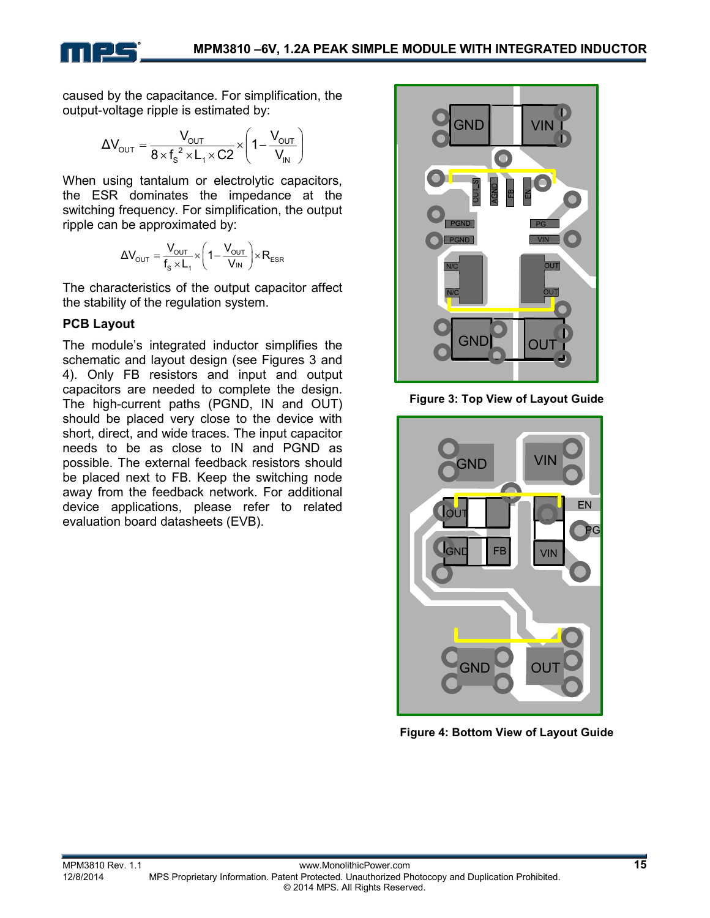caused by the capacitance. For simplification, the output-voltage ripple is estimated by:

$$\Delta V_{OUT} = \frac{V_{OUT}}{8 \times f_S^{\ 2} \times L_1 \times C2} \times \left(1 - \frac{V_{OUT}}{V_{IN}}\right)$$

When using tantalum or electrolytic capacitors, the ESR dominates the impedance at the switching frequency. For simplification, the output ripple can be approximated by:

$$\Delta V_{OUT} = \frac{V_{OUT}}{f_S \times L_1} \times \left(1 - \frac{V_{OUT}}{V_{IN}}\right) \times R_{ESR}$$

The characteristics of the output capacitor affect the stability of the regulation system.

### PCB Layout

The module's integrated inductor simplifies the schematic and layout design (see Figures 3 and 4). Only FB resistors and input and output capacitors are needed to complete the design. The high-current paths (PGND, IN and OUT) should be placed very close to the device with short, direct, and wide traces. The input capacitor needs to be as close to IN and PGND as possible. The external feedback resistors should be placed next to FB. Keep the switching node away from the feedback network. For additional device applications, please refer to related evaluation board datasheets (EVB).

**Figure 3: Top View of Layout Guide**

**Figure 4: Bottom View of Layout Guide**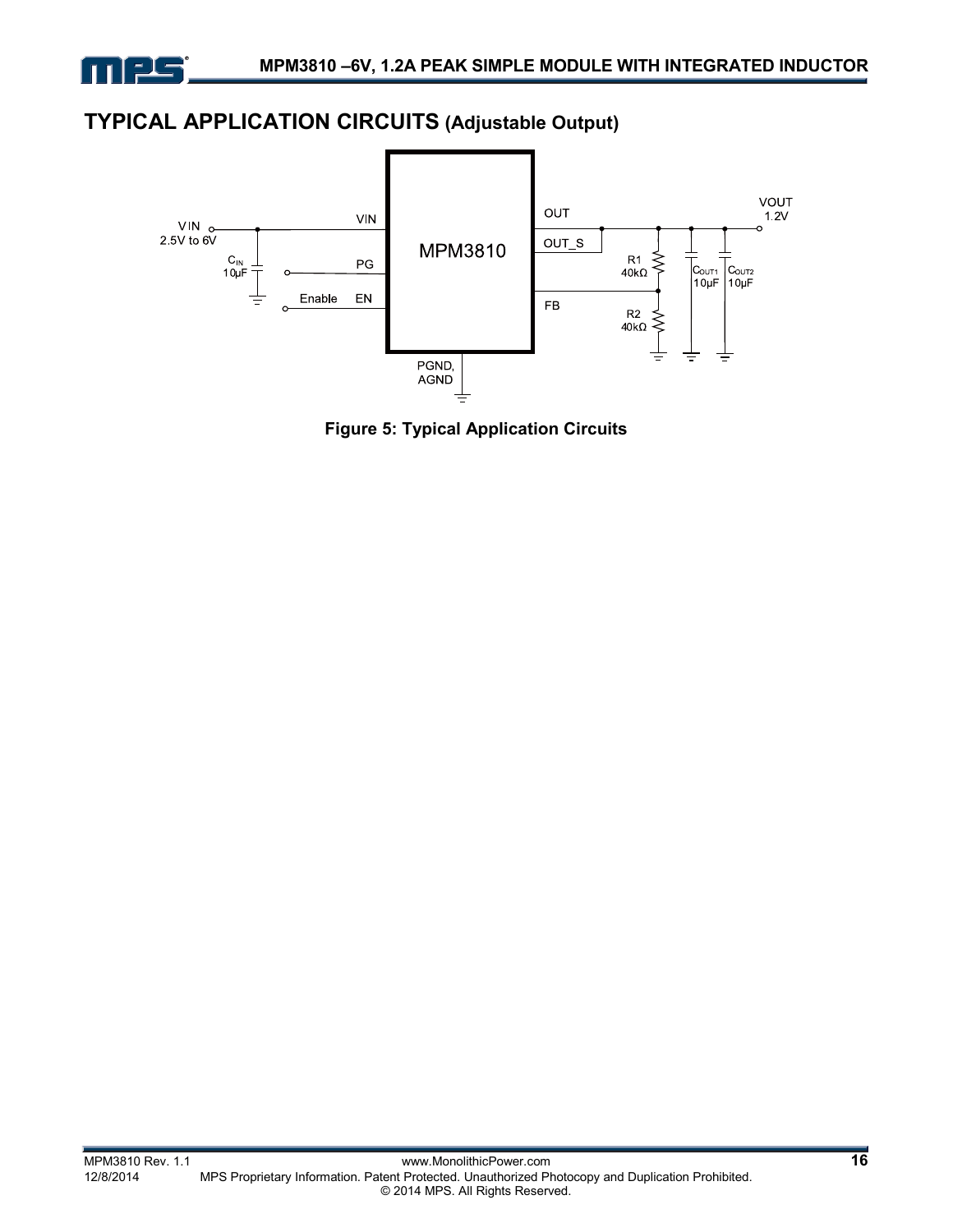## TYPICAL APPLICATION CIRCUITS (Adjustable Output)

Figure 5: Typical Application Circuits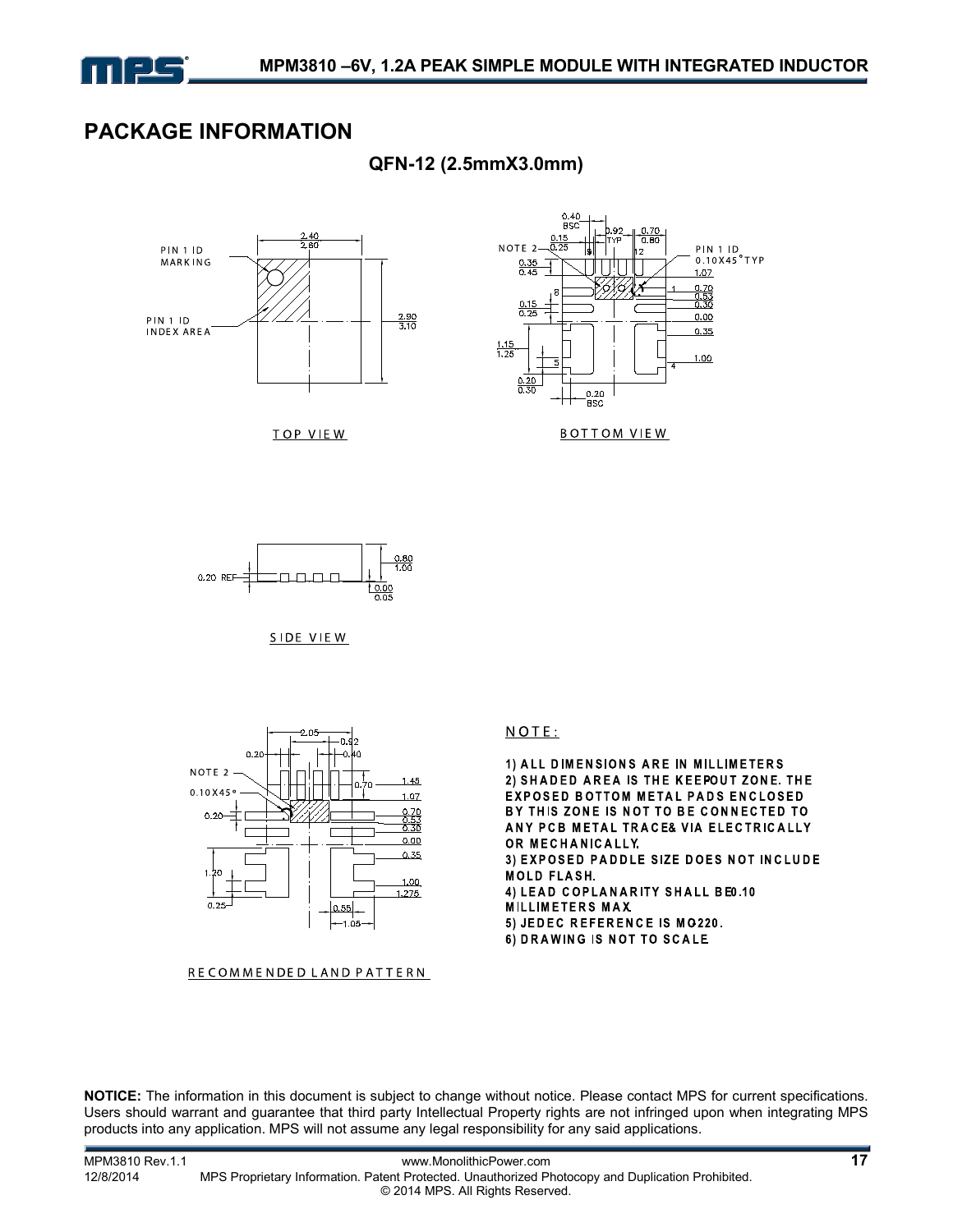## PACKAGE INFORMATION

**QFN-12 (2.5mmX3.0mm)**

PIN 1 ID MARKING

PIN 1 ID INDEX AREA

2.40
2.60

2.90
3.10

TOP VIEW

0.40 BSC

0.15
0.25

0.92 TYP

0.70
0.80

NOTE 2

PIN 1 ID 0.10X45° TYP

0.35
0.45

1.07

0.70
0.53
0.30
0.00

0.15
0.25

0.35

1.15
1.25

1.00

0.20
0.30

0.20 BSC

BOTTOM VIEW

0.20 REF

0.80
1.00

0.00
0.05

SIDE VIEW

2.05

0.92

0.20

0.40

NOTE 2

0.70

1.45

0.10X45°

1.07

0.20

0.70
0.53
0.30
0.00
0.35

1.20

1.00
1.275

0.25

0.55

1.05

RECOMMENDED LAND PATTERN

NOTE:

1) ALL DIMENSIONS ARE IN MILLIMETERS
2) SHADED AREA IS THE KEEPOUT ZONE. THE EXPOSED BOTTOM METAL PADS ENCLOSED BY THIS ZONE IS NOT TO BE CONNECTED TO ANY PCB METAL TRACE& VIA ELECTRICALLY OR MECHANICALLY.
3) EXPOSED PADDLE SIZE DOES NOT INCLUDE MOLD FLASH.
4) LEAD COPLANARITY SHALL BE0.10 MILLIMETERS MAX.
5) JEDEC REFERENCE IS MO220.
6) DRAWING IS NOT TO SCALE.

**NOTICE:** The information in this document is subject to change without notice. Please contact MPS for current specifications. Users should warrant and guarantee that third party Intellectual Property rights are not infringed upon when integrating MPS products into any application. MPS will not assume any legal responsibility for any said applications.